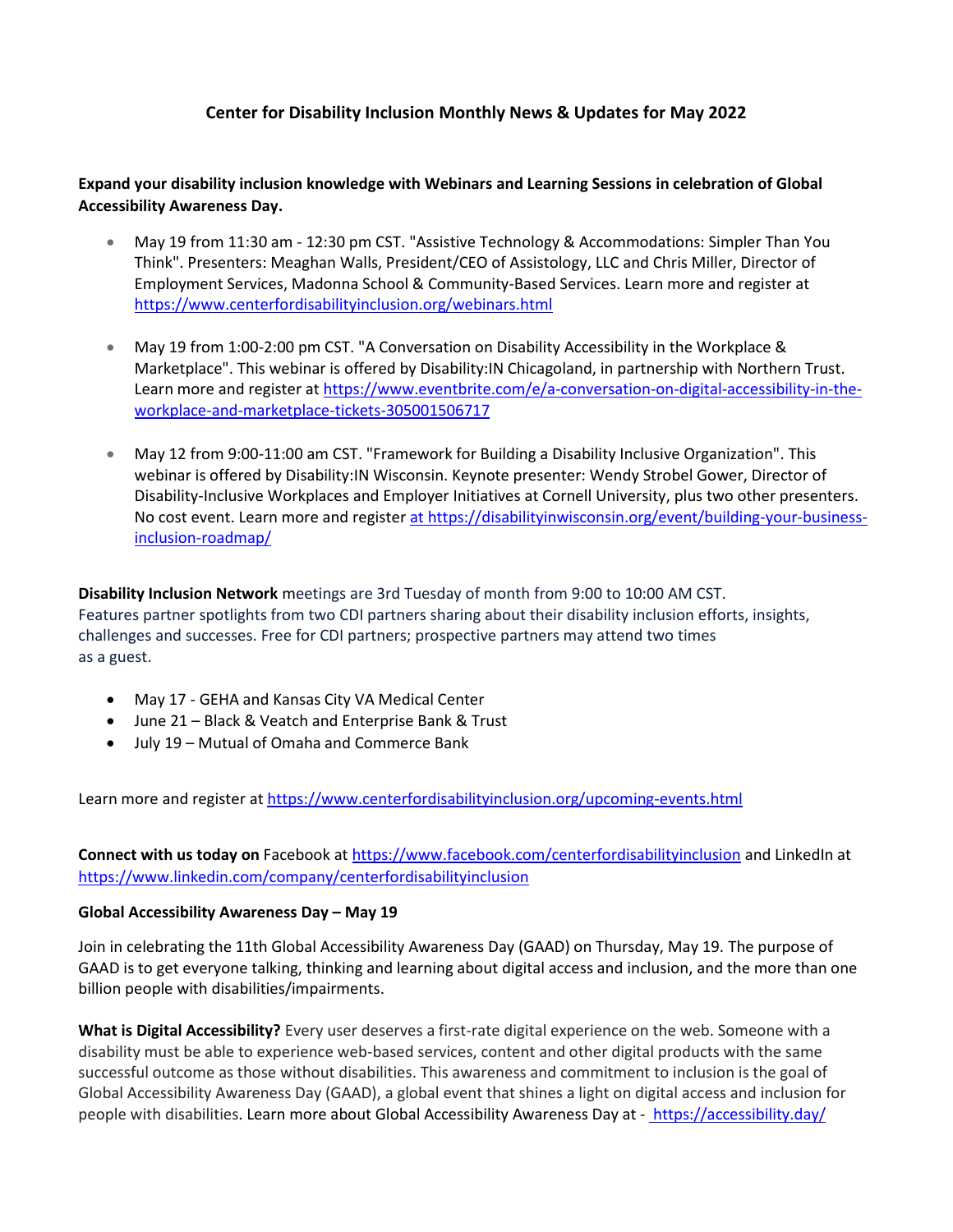# Center for Disability Inclusion Monthly News & Updates for May 2022

**Expand your disability inclusion knowledge with Webinars and Learning Sessions in celebration of Global Accessibility Awareness Day.**

- May 19 from 11:30 am - 12:30 pm CST. "Assistive Technology & Accommodations: Simpler Than You Think". Presenters: Meaghan Walls, President/CEO of Assistology, LLC and Chris Miller, Director of Employment Services, Madonna School & Community-Based Services. Learn more and register at https://www.centerfordisabilityinclusion.org/webinars.html

- May 19 from 1:00-2:00 pm CST. "A Conversation on Disability Accessibility in the Workplace & Marketplace". This webinar is offered by Disability:IN Chicagoland, in partnership with Northern Trust. Learn more and register at https://www.eventbrite.com/e/a-conversation-on-digital-accessibility-in-the-workplace-and-marketplace-tickets-305001506717

- May 12 from 9:00-11:00 am CST. "Framework for Building a Disability Inclusive Organization". This webinar is offered by Disability:IN Wisconsin. Keynote presenter: Wendy Strobel Gower, Director of Disability-Inclusive Workplaces and Employer Initiatives at Cornell University, plus two other presenters. No cost event. Learn more and register at https://disabilityinwisconsin.org/event/building-your-business-inclusion-roadmap/

**Disability Inclusion Network** meetings are 3rd Tuesday of month from 9:00 to 10:00 AM CST. Features partner spotlights from two CDI partners sharing about their disability inclusion efforts, insights, challenges and successes. Free for CDI partners; prospective partners may attend two times as a guest.

- May 17 - GEHA and Kansas City VA Medical Center
- June 21 – Black & Veatch and Enterprise Bank & Trust
- July 19 – Mutual of Omaha and Commerce Bank

Learn more and register at https://www.centerfordisabilityinclusion.org/upcoming-events.html

**Connect with us today on** Facebook at https://www.facebook.com/centerfordisabilityinclusion and LinkedIn at https://www.linkedin.com/company/centerfordisabilityinclusion

**Global Accessibility Awareness Day – May 19**

Join in celebrating the 11th Global Accessibility Awareness Day (GAAD) on Thursday, May 19. The purpose of GAAD is to get everyone talking, thinking and learning about digital access and inclusion, and the more than one billion people with disabilities/impairments.

**What is Digital Accessibility?** Every user deserves a first-rate digital experience on the web. Someone with a disability must be able to experience web-based services, content and other digital products with the same successful outcome as those without disabilities. This awareness and commitment to inclusion is the goal of Global Accessibility Awareness Day (GAAD), a global event that shines a light on digital access and inclusion for people with disabilities. Learn more about Global Accessibility Awareness Day at - https://accessibility.day/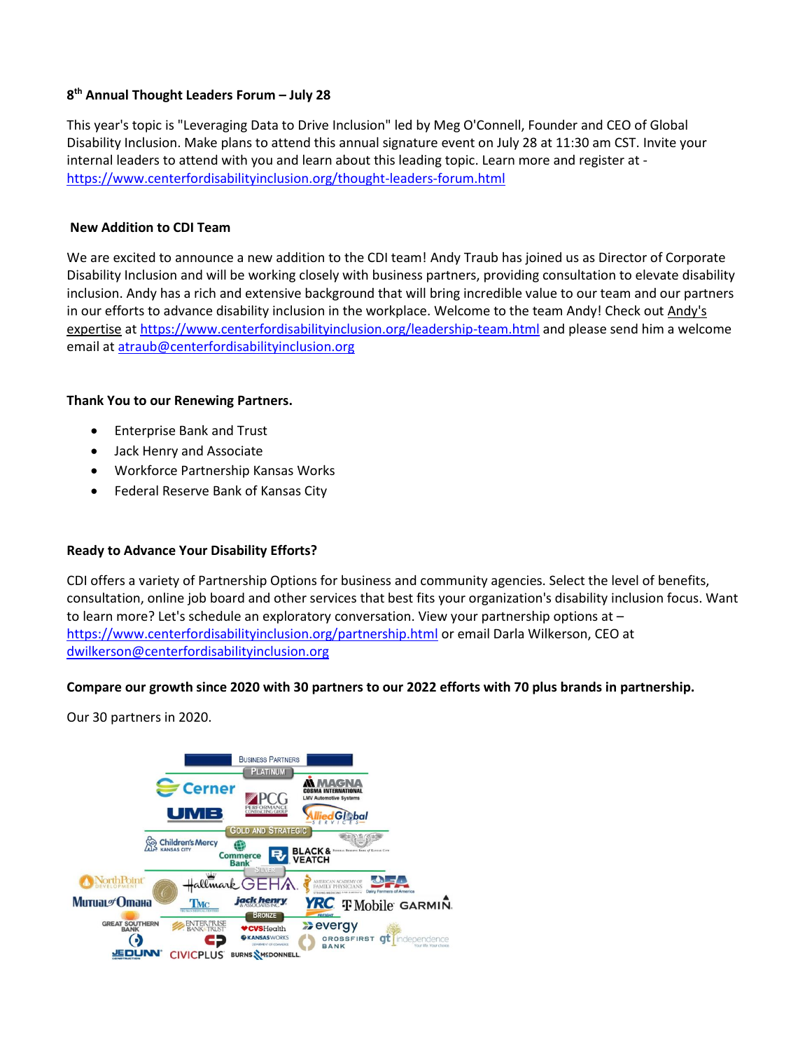**8th Annual Thought Leaders Forum – July 28**

This year's topic is "Leveraging Data to Drive Inclusion" led by Meg O'Connell, Founder and CEO of Global Disability Inclusion. Make plans to attend this annual signature event on July 28 at 11:30 am CST. Invite your internal leaders to attend with you and learn about this leading topic. Learn more and register at - https://www.centerfordisabilityinclusion.org/thought-leaders-forum.html

**New Addition to CDI Team**

We are excited to announce a new addition to the CDI team! Andy Traub has joined us as Director of Corporate Disability Inclusion and will be working closely with business partners, providing consultation to elevate disability inclusion. Andy has a rich and extensive background that will bring incredible value to our team and our partners in our efforts to advance disability inclusion in the workplace. Welcome to the team Andy! Check out Andy's expertise at https://www.centerfordisabilityinclusion.org/leadership-team.html and please send him a welcome email at atraub@centerfordisabilityinclusion.org

**Thank You to our Renewing Partners.**

- Enterprise Bank and Trust
- Jack Henry and Associate
- Workforce Partnership Kansas Works
- Federal Reserve Bank of Kansas City

**Ready to Advance Your Disability Efforts?**

CDI offers a variety of Partnership Options for business and community agencies. Select the level of benefits, consultation, online job board and other services that best fits your organization's disability inclusion focus. Want to learn more? Let's schedule an exploratory conversation. View your partnership options at – https://www.centerfordisabilityinclusion.org/partnership.html or email Darla Wilkerson, CEO at dwilkerson@centerfordisabilityinclusion.org

**Compare our growth since 2020 with 30 partners to our 2022 efforts with 70 plus brands in partnership.**

Our 30 partners in 2020.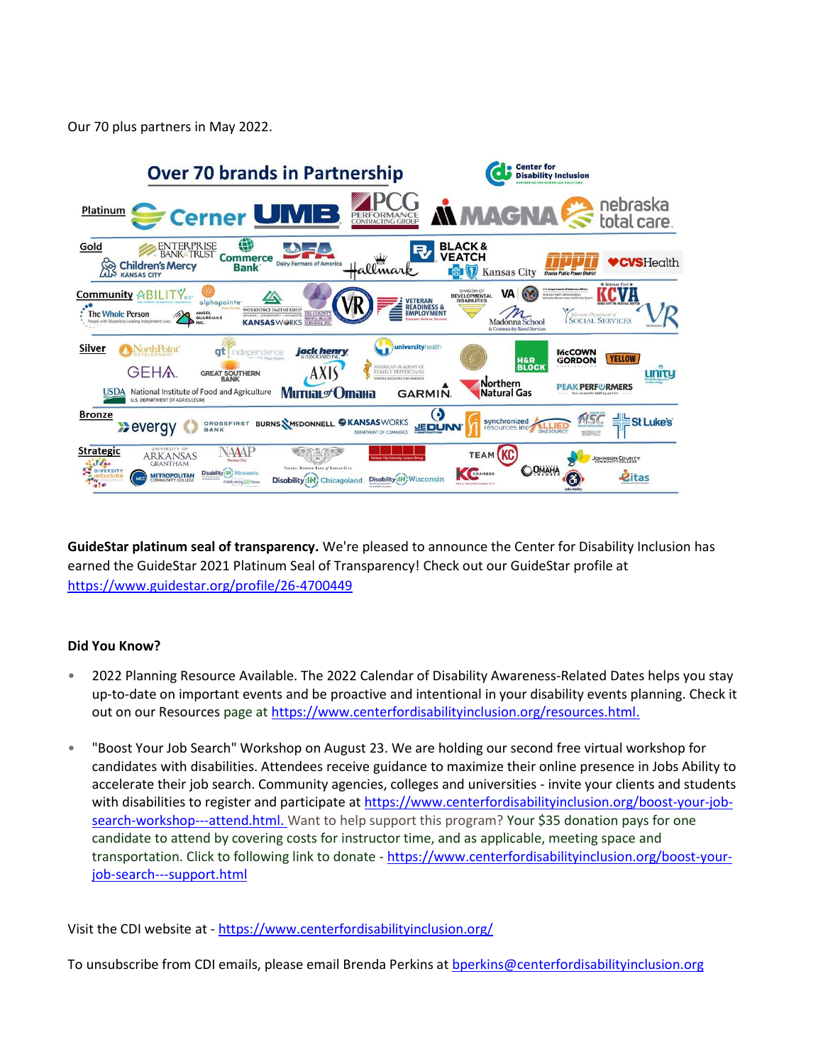Our 70 plus partners in May 2022.

**GuideStar platinum seal of transparency.** We're pleased to announce the Center for Disability Inclusion has earned the GuideStar 2021 Platinum Seal of Transparency! Check out our GuideStar profile at https://www.guidestar.org/profile/26-4700449

**Did You Know?**

- 2022 Planning Resource Available. The 2022 Calendar of Disability Awareness-Related Dates helps you stay up-to-date on important events and be proactive and intentional in your disability events planning. Check it out on our Resources page at https://www.centerfordisabilityinclusion.org/resources.html.
- "Boost Your Job Search" Workshop on August 23. We are holding our second free virtual workshop for candidates with disabilities. Attendees receive guidance to maximize their online presence in Jobs Ability to accelerate their job search. Community agencies, colleges and universities - invite your clients and students with disabilities to register and participate at https://www.centerfordisabilityinclusion.org/boost-your-job-search-workshop---attend.html. Want to help support this program? Your $35 donation pays for one candidate to attend by covering costs for instructor time, and as applicable, meeting space and transportation. Click to following link to donate - https://www.centerfordisabilityinclusion.org/boost-your-job-search---support.html

Visit the CDI website at - https://www.centerfordisabilityinclusion.org/

To unsubscribe from CDI emails, please email Brenda Perkins at bperkins@centerfordisabilityinclusion.org